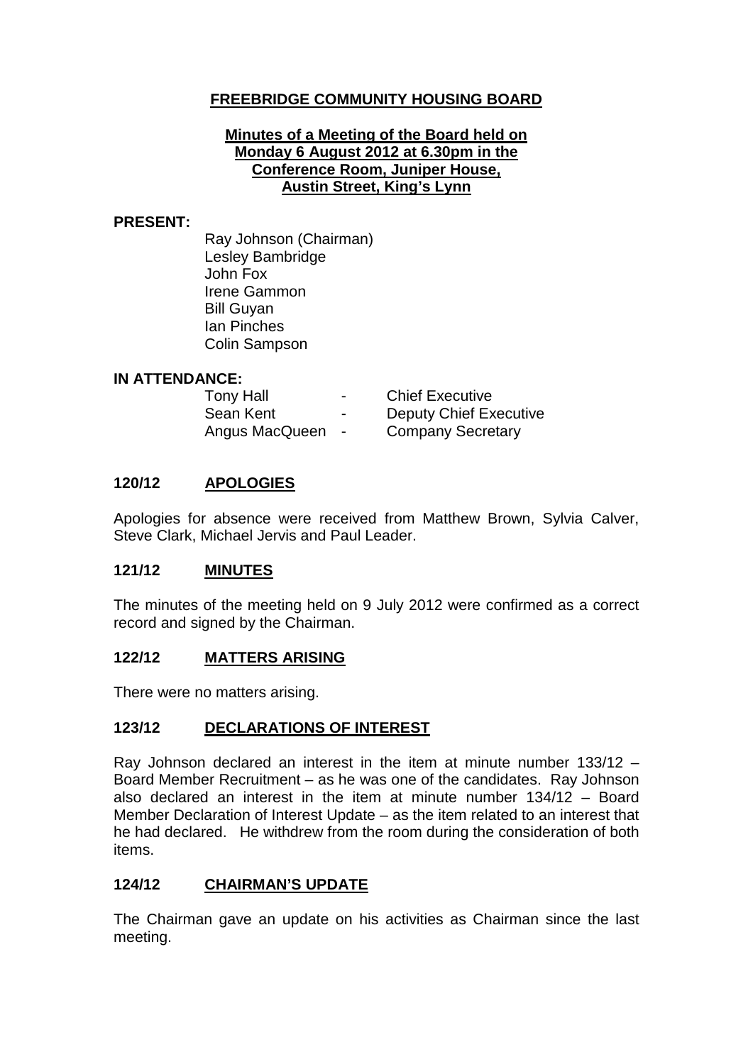# FREEBRIDGE COMMUNITY HOUSING BOARD

**Minutes of a Meeting of the Board held on Monday 6 August 2012 at 6.30pm in the Conference Room, Juniper House, Austin Street, King's Lynn**

**PRESENT:**

Ray Johnson (Chairman)
Lesley Bambridge
John Fox
Irene Gammon
Bill Guyan
Ian Pinches
Colin Sampson

**IN ATTENDANCE:**

| | | |
|---|---|---|
| Tony Hall | - | Chief Executive |
| Sean Kent | - | Deputy Chief Executive |
| Angus MacQueen | - | Company Secretary |

## 120/12 APOLOGIES

Apologies for absence were received from Matthew Brown, Sylvia Calver, Steve Clark, Michael Jervis and Paul Leader.

## 121/12 MINUTES

The minutes of the meeting held on 9 July 2012 were confirmed as a correct record and signed by the Chairman.

## 122/12 MATTERS ARISING

There were no matters arising.

## 123/12 DECLARATIONS OF INTEREST

Ray Johnson declared an interest in the item at minute number 133/12 – Board Member Recruitment – as he was one of the candidates. Ray Johnson also declared an interest in the item at minute number 134/12 – Board Member Declaration of Interest Update – as the item related to an interest that he had declared. He withdrew from the room during the consideration of both items.

## 124/12 CHAIRMAN'S UPDATE

The Chairman gave an update on his activities as Chairman since the last meeting.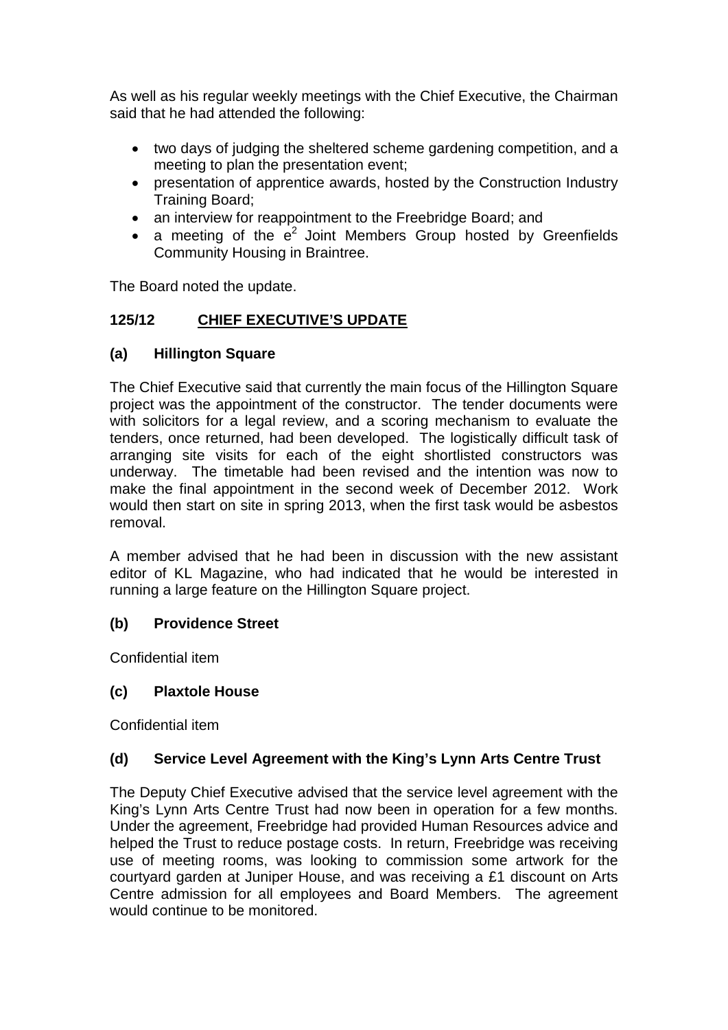As well as his regular weekly meetings with the Chief Executive, the Chairman said that he had attended the following:

- two days of judging the sheltered scheme gardening competition, and a meeting to plan the presentation event;
- presentation of apprentice awards, hosted by the Construction Industry Training Board;
- an interview for reappointment to the Freebridge Board; and
- a meeting of the $e^2$ Joint Members Group hosted by Greenfields Community Housing in Braintree.

The Board noted the update.

## 125/12 CHIEF EXECUTIVE'S UPDATE

### (a) Hillington Square

The Chief Executive said that currently the main focus of the Hillington Square project was the appointment of the constructor. The tender documents were with solicitors for a legal review, and a scoring mechanism to evaluate the tenders, once returned, had been developed. The logistically difficult task of arranging site visits for each of the eight shortlisted constructors was underway. The timetable had been revised and the intention was now to make the final appointment in the second week of December 2012. Work would then start on site in spring 2013, when the first task would be asbestos removal.

A member advised that he had been in discussion with the new assistant editor of KL Magazine, who had indicated that he would be interested in running a large feature on the Hillington Square project.

### (b) Providence Street

Confidential item

### (c) Plaxtole House

Confidential item

### (d) Service Level Agreement with the King's Lynn Arts Centre Trust

The Deputy Chief Executive advised that the service level agreement with the King's Lynn Arts Centre Trust had now been in operation for a few months. Under the agreement, Freebridge had provided Human Resources advice and helped the Trust to reduce postage costs. In return, Freebridge was receiving use of meeting rooms, was looking to commission some artwork for the courtyard garden at Juniper House, and was receiving a £1 discount on Arts Centre admission for all employees and Board Members. The agreement would continue to be monitored.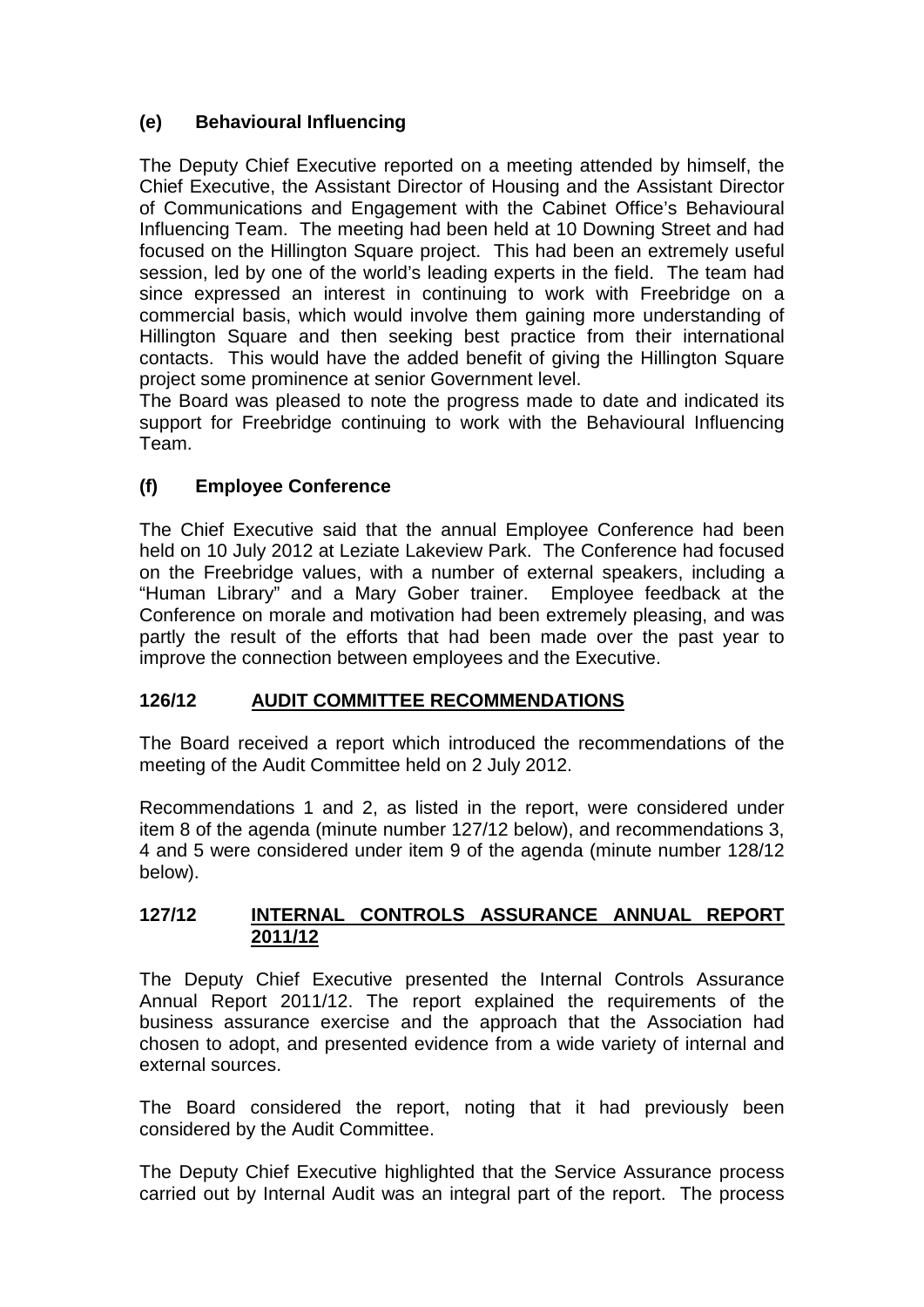### (e) Behavioural Influencing

The Deputy Chief Executive reported on a meeting attended by himself, the Chief Executive, the Assistant Director of Housing and the Assistant Director of Communications and Engagement with the Cabinet Office's Behavioural Influencing Team. The meeting had been held at 10 Downing Street and had focused on the Hillington Square project. This had been an extremely useful session, led by one of the world's leading experts in the field. The team had since expressed an interest in continuing to work with Freebridge on a commercial basis, which would involve them gaining more understanding of Hillington Square and then seeking best practice from their international contacts. This would have the added benefit of giving the Hillington Square project some prominence at senior Government level.

The Board was pleased to note the progress made to date and indicated its support for Freebridge continuing to work with the Behavioural Influencing Team.

### (f) Employee Conference

The Chief Executive said that the annual Employee Conference had been held on 10 July 2012 at Leziate Lakeview Park. The Conference had focused on the Freebridge values, with a number of external speakers, including a "Human Library" and a Mary Gober trainer. Employee feedback at the Conference on morale and motivation had been extremely pleasing, and was partly the result of the efforts that had been made over the past year to improve the connection between employees and the Executive.

## 126/12 AUDIT COMMITTEE RECOMMENDATIONS

The Board received a report which introduced the recommendations of the meeting of the Audit Committee held on 2 July 2012.

Recommendations 1 and 2, as listed in the report, were considered under item 8 of the agenda (minute number 127/12 below), and recommendations 3, 4 and 5 were considered under item 9 of the agenda (minute number 128/12 below).

## 127/12 INTERNAL CONTROLS ASSURANCE ANNUAL REPORT 2011/12

The Deputy Chief Executive presented the Internal Controls Assurance Annual Report 2011/12. The report explained the requirements of the business assurance exercise and the approach that the Association had chosen to adopt, and presented evidence from a wide variety of internal and external sources.

The Board considered the report, noting that it had previously been considered by the Audit Committee.

The Deputy Chief Executive highlighted that the Service Assurance process carried out by Internal Audit was an integral part of the report. The process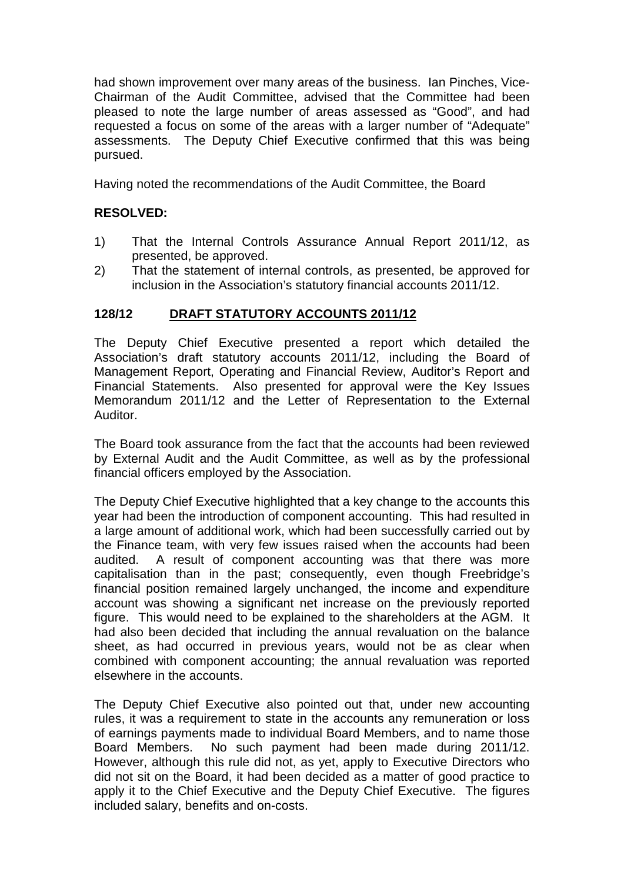had shown improvement over many areas of the business. Ian Pinches, Vice-Chairman of the Audit Committee, advised that the Committee had been pleased to note the large number of areas assessed as "Good", and had requested a focus on some of the areas with a larger number of "Adequate" assessments. The Deputy Chief Executive confirmed that this was being pursued.

Having noted the recommendations of the Audit Committee, the Board

**RESOLVED:**

1) That the Internal Controls Assurance Annual Report 2011/12, as presented, be approved.
2) That the statement of internal controls, as presented, be approved for inclusion in the Association's statutory financial accounts 2011/12.

## 128/12 DRAFT STATUTORY ACCOUNTS 2011/12

The Deputy Chief Executive presented a report which detailed the Association's draft statutory accounts 2011/12, including the Board of Management Report, Operating and Financial Review, Auditor's Report and Financial Statements. Also presented for approval were the Key Issues Memorandum 2011/12 and the Letter of Representation to the External Auditor.

The Board took assurance from the fact that the accounts had been reviewed by External Audit and the Audit Committee, as well as by the professional financial officers employed by the Association.

The Deputy Chief Executive highlighted that a key change to the accounts this year had been the introduction of component accounting. This had resulted in a large amount of additional work, which had been successfully carried out by the Finance team, with very few issues raised when the accounts had been audited. A result of component accounting was that there was more capitalisation than in the past; consequently, even though Freebridge's financial position remained largely unchanged, the income and expenditure account was showing a significant net increase on the previously reported figure. This would need to be explained to the shareholders at the AGM. It had also been decided that including the annual revaluation on the balance sheet, as had occurred in previous years, would not be as clear when combined with component accounting; the annual revaluation was reported elsewhere in the accounts.

The Deputy Chief Executive also pointed out that, under new accounting rules, it was a requirement to state in the accounts any remuneration or loss of earnings payments made to individual Board Members, and to name those Board Members. No such payment had been made during 2011/12. However, although this rule did not, as yet, apply to Executive Directors who did not sit on the Board, it had been decided as a matter of good practice to apply it to the Chief Executive and the Deputy Chief Executive. The figures included salary, benefits and on-costs.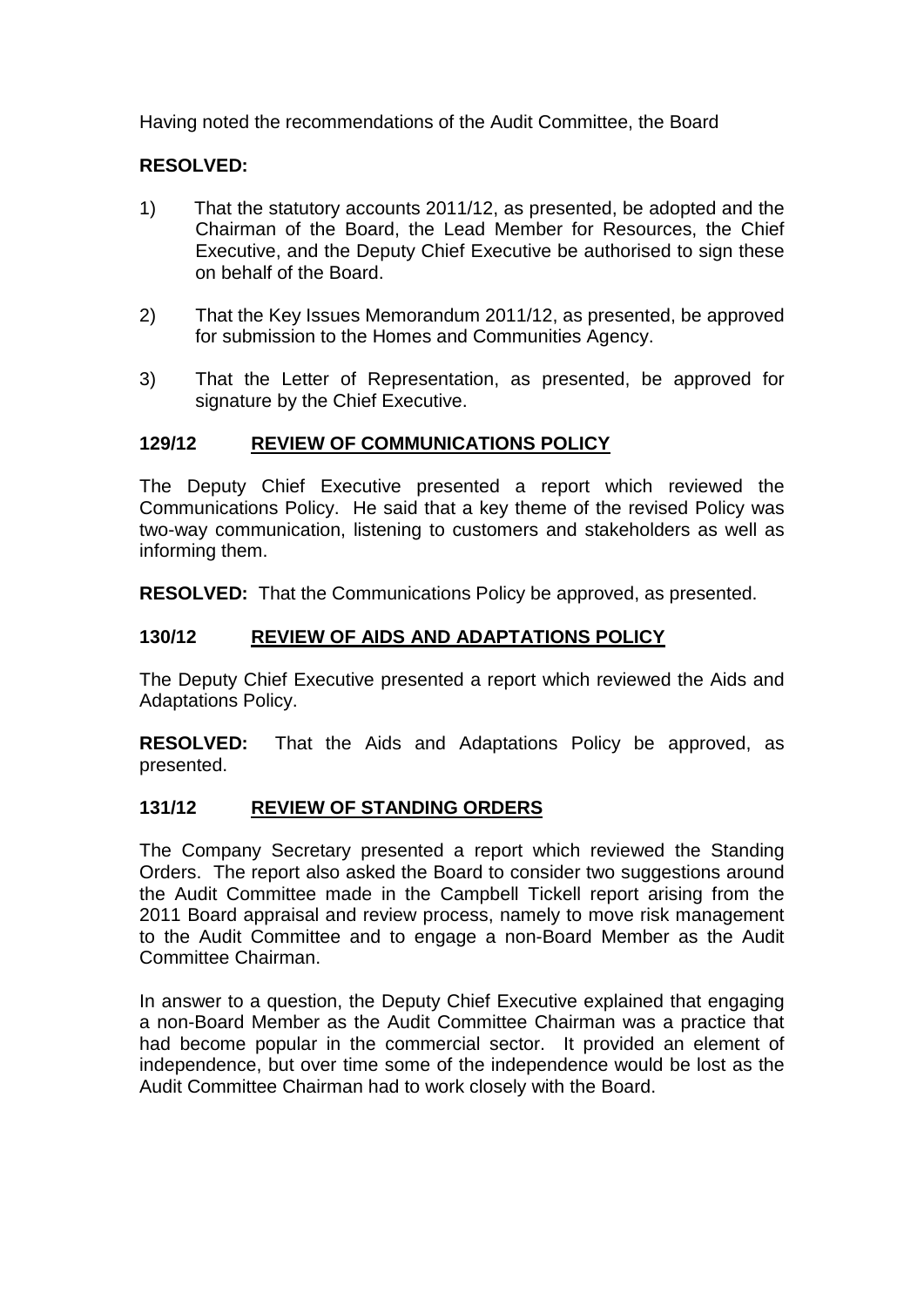Having noted the recommendations of the Audit Committee, the Board

**RESOLVED:**

1) That the statutory accounts 2011/12, as presented, be adopted and the Chairman of the Board, the Lead Member for Resources, the Chief Executive, and the Deputy Chief Executive be authorised to sign these on behalf of the Board.

2) That the Key Issues Memorandum 2011/12, as presented, be approved for submission to the Homes and Communities Agency.

3) That the Letter of Representation, as presented, be approved for signature by the Chief Executive.

## 129/12 REVIEW OF COMMUNICATIONS POLICY

The Deputy Chief Executive presented a report which reviewed the Communications Policy. He said that a key theme of the revised Policy was two-way communication, listening to customers and stakeholders as well as informing them.

**RESOLVED:** That the Communications Policy be approved, as presented.

## 130/12 REVIEW OF AIDS AND ADAPTATIONS POLICY

The Deputy Chief Executive presented a report which reviewed the Aids and Adaptations Policy.

**RESOLVED:** That the Aids and Adaptations Policy be approved, as presented.

## 131/12 REVIEW OF STANDING ORDERS

The Company Secretary presented a report which reviewed the Standing Orders. The report also asked the Board to consider two suggestions around the Audit Committee made in the Campbell Tickell report arising from the 2011 Board appraisal and review process, namely to move risk management to the Audit Committee and to engage a non-Board Member as the Audit Committee Chairman.

In answer to a question, the Deputy Chief Executive explained that engaging a non-Board Member as the Audit Committee Chairman was a practice that had become popular in the commercial sector. It provided an element of independence, but over time some of the independence would be lost as the Audit Committee Chairman had to work closely with the Board.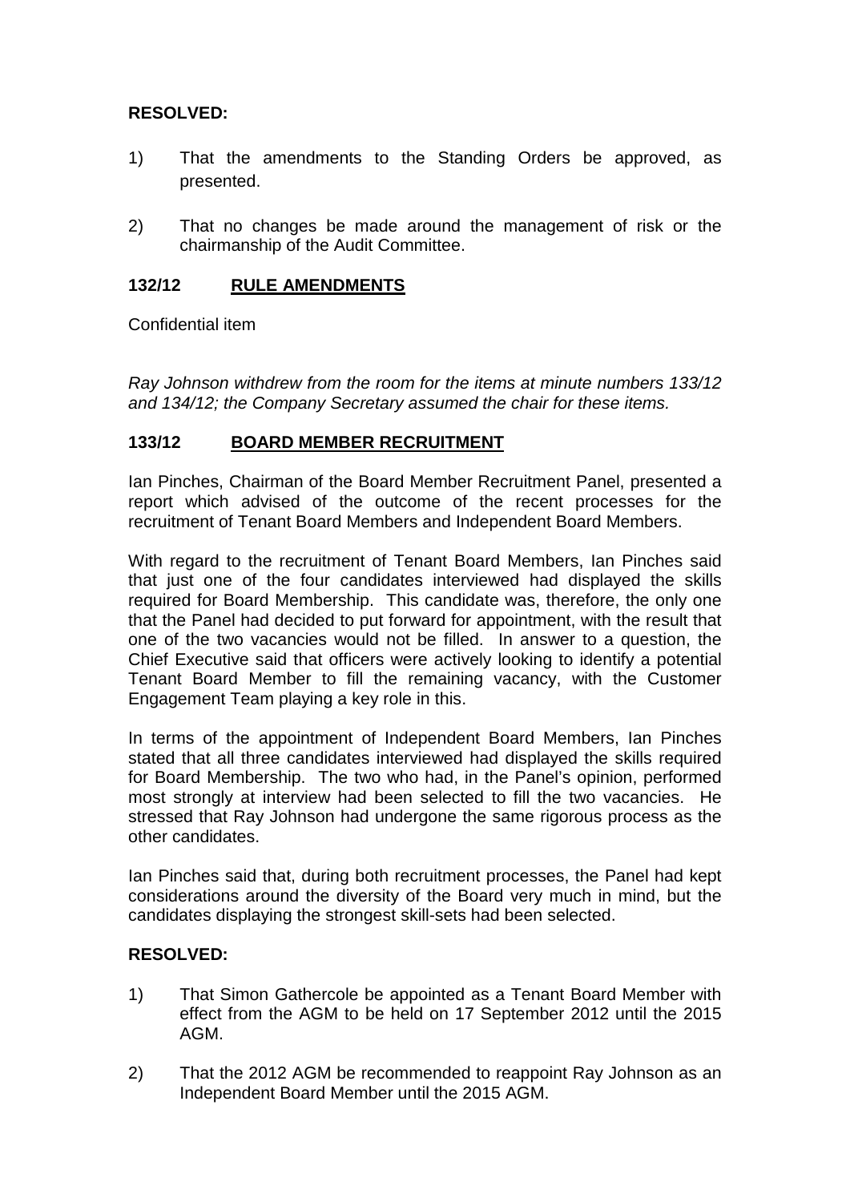**RESOLVED:**

1) That the amendments to the Standing Orders be approved, as presented.

2) That no changes be made around the management of risk or the chairmanship of the Audit Committee.

## 132/12 RULE AMENDMENTS

Confidential item

*Ray Johnson withdrew from the room for the items at minute numbers 133/12 and 134/12; the Company Secretary assumed the chair for these items.*

## 133/12 BOARD MEMBER RECRUITMENT

Ian Pinches, Chairman of the Board Member Recruitment Panel, presented a report which advised of the outcome of the recent processes for the recruitment of Tenant Board Members and Independent Board Members.

With regard to the recruitment of Tenant Board Members, Ian Pinches said that just one of the four candidates interviewed had displayed the skills required for Board Membership. This candidate was, therefore, the only one that the Panel had decided to put forward for appointment, with the result that one of the two vacancies would not be filled. In answer to a question, the Chief Executive said that officers were actively looking to identify a potential Tenant Board Member to fill the remaining vacancy, with the Customer Engagement Team playing a key role in this.

In terms of the appointment of Independent Board Members, Ian Pinches stated that all three candidates interviewed had displayed the skills required for Board Membership. The two who had, in the Panel's opinion, performed most strongly at interview had been selected to fill the two vacancies. He stressed that Ray Johnson had undergone the same rigorous process as the other candidates.

Ian Pinches said that, during both recruitment processes, the Panel had kept considerations around the diversity of the Board very much in mind, but the candidates displaying the strongest skill-sets had been selected.

**RESOLVED:**

1) That Simon Gathercole be appointed as a Tenant Board Member with effect from the AGM to be held on 17 September 2012 until the 2015 AGM.

2) That the 2012 AGM be recommended to reappoint Ray Johnson as an Independent Board Member until the 2015 AGM.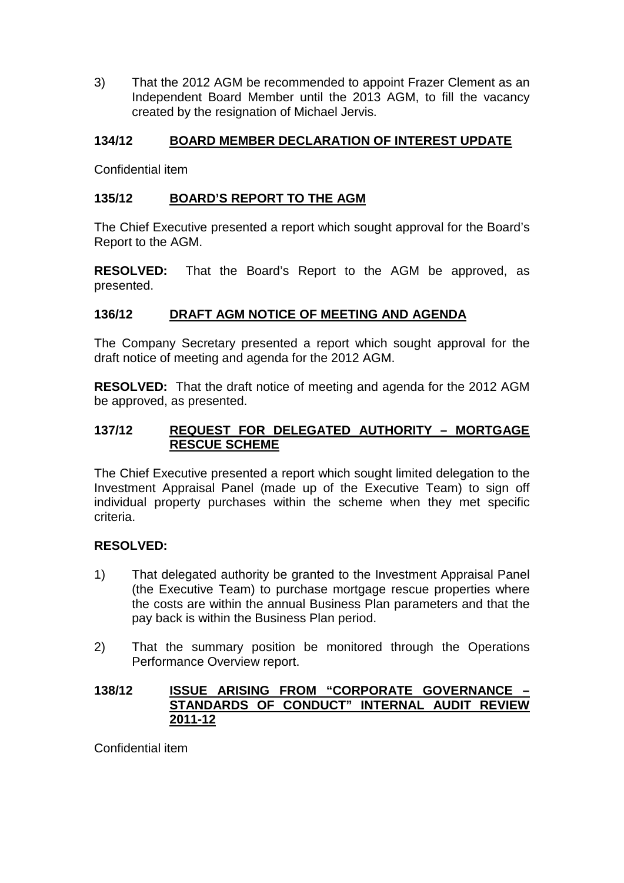3) That the 2012 AGM be recommended to appoint Frazer Clement as an Independent Board Member until the 2013 AGM, to fill the vacancy created by the resignation of Michael Jervis.

## 134/12 BOARD MEMBER DECLARATION OF INTEREST UPDATE

Confidential item

## 135/12 BOARD'S REPORT TO THE AGM

The Chief Executive presented a report which sought approval for the Board's Report to the AGM.

**RESOLVED:** That the Board's Report to the AGM be approved, as presented.

## 136/12 DRAFT AGM NOTICE OF MEETING AND AGENDA

The Company Secretary presented a report which sought approval for the draft notice of meeting and agenda for the 2012 AGM.

**RESOLVED:** That the draft notice of meeting and agenda for the 2012 AGM be approved, as presented.

## 137/12 REQUEST FOR DELEGATED AUTHORITY – MORTGAGE RESCUE SCHEME

The Chief Executive presented a report which sought limited delegation to the Investment Appraisal Panel (made up of the Executive Team) to sign off individual property purchases within the scheme when they met specific criteria.

**RESOLVED:**

1) That delegated authority be granted to the Investment Appraisal Panel (the Executive Team) to purchase mortgage rescue properties where the costs are within the annual Business Plan parameters and that the pay back is within the Business Plan period.

2) That the summary position be monitored through the Operations Performance Overview report.

## 138/12 ISSUE ARISING FROM "CORPORATE GOVERNANCE – STANDARDS OF CONDUCT" INTERNAL AUDIT REVIEW 2011-12

Confidential item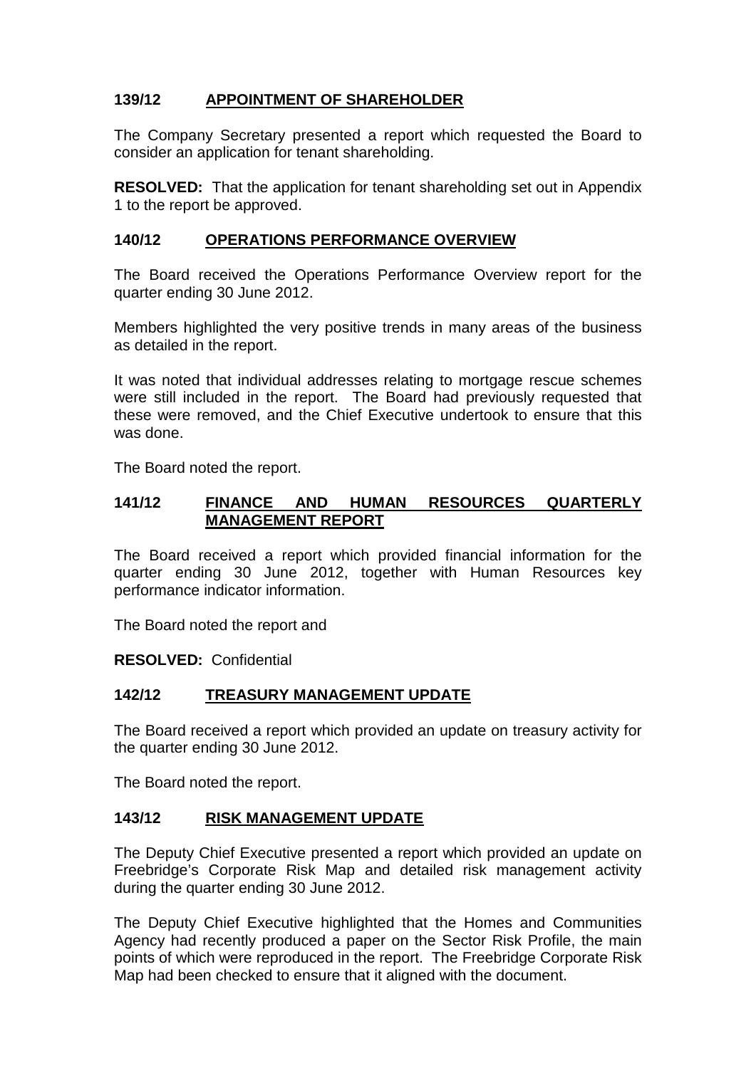**139/12 APPOINTMENT OF SHAREHOLDER**

The Company Secretary presented a report which requested the Board to consider an application for tenant shareholding.

**RESOLVED:** That the application for tenant shareholding set out in Appendix 1 to the report be approved.

**140/12 OPERATIONS PERFORMANCE OVERVIEW**

The Board received the Operations Performance Overview report for the quarter ending 30 June 2012.

Members highlighted the very positive trends in many areas of the business as detailed in the report.

It was noted that individual addresses relating to mortgage rescue schemes were still included in the report. The Board had previously requested that these were removed, and the Chief Executive undertook to ensure that this was done.

The Board noted the report.

**141/12 FINANCE AND HUMAN RESOURCES QUARTERLY MANAGEMENT REPORT**

The Board received a report which provided financial information for the quarter ending 30 June 2012, together with Human Resources key performance indicator information.

The Board noted the report and

**RESOLVED:** Confidential

**142/12 TREASURY MANAGEMENT UPDATE**

The Board received a report which provided an update on treasury activity for the quarter ending 30 June 2012.

The Board noted the report.

**143/12 RISK MANAGEMENT UPDATE**

The Deputy Chief Executive presented a report which provided an update on Freebridge's Corporate Risk Map and detailed risk management activity during the quarter ending 30 June 2012.

The Deputy Chief Executive highlighted that the Homes and Communities Agency had recently produced a paper on the Sector Risk Profile, the main points of which were reproduced in the report. The Freebridge Corporate Risk Map had been checked to ensure that it aligned with the document.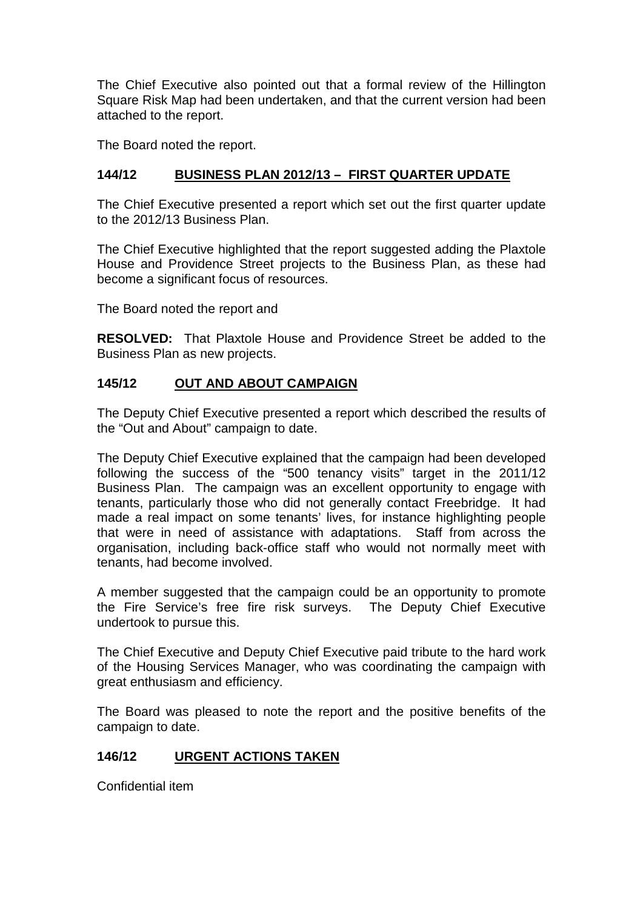The Chief Executive also pointed out that a formal review of the Hillington Square Risk Map had been undertaken, and that the current version had been attached to the report.

The Board noted the report.

## 144/12 BUSINESS PLAN 2012/13 – FIRST QUARTER UPDATE

The Chief Executive presented a report which set out the first quarter update to the 2012/13 Business Plan.

The Chief Executive highlighted that the report suggested adding the Plaxtole House and Providence Street projects to the Business Plan, as these had become a significant focus of resources.

The Board noted the report and

**RESOLVED:** That Plaxtole House and Providence Street be added to the Business Plan as new projects.

## 145/12 OUT AND ABOUT CAMPAIGN

The Deputy Chief Executive presented a report which described the results of the "Out and About" campaign to date.

The Deputy Chief Executive explained that the campaign had been developed following the success of the "500 tenancy visits" target in the 2011/12 Business Plan. The campaign was an excellent opportunity to engage with tenants, particularly those who did not generally contact Freebridge. It had made a real impact on some tenants' lives, for instance highlighting people that were in need of assistance with adaptations. Staff from across the organisation, including back-office staff who would not normally meet with tenants, had become involved.

A member suggested that the campaign could be an opportunity to promote the Fire Service's free fire risk surveys. The Deputy Chief Executive undertook to pursue this.

The Chief Executive and Deputy Chief Executive paid tribute to the hard work of the Housing Services Manager, who was coordinating the campaign with great enthusiasm and efficiency.

The Board was pleased to note the report and the positive benefits of the campaign to date.

## 146/12 URGENT ACTIONS TAKEN

Confidential item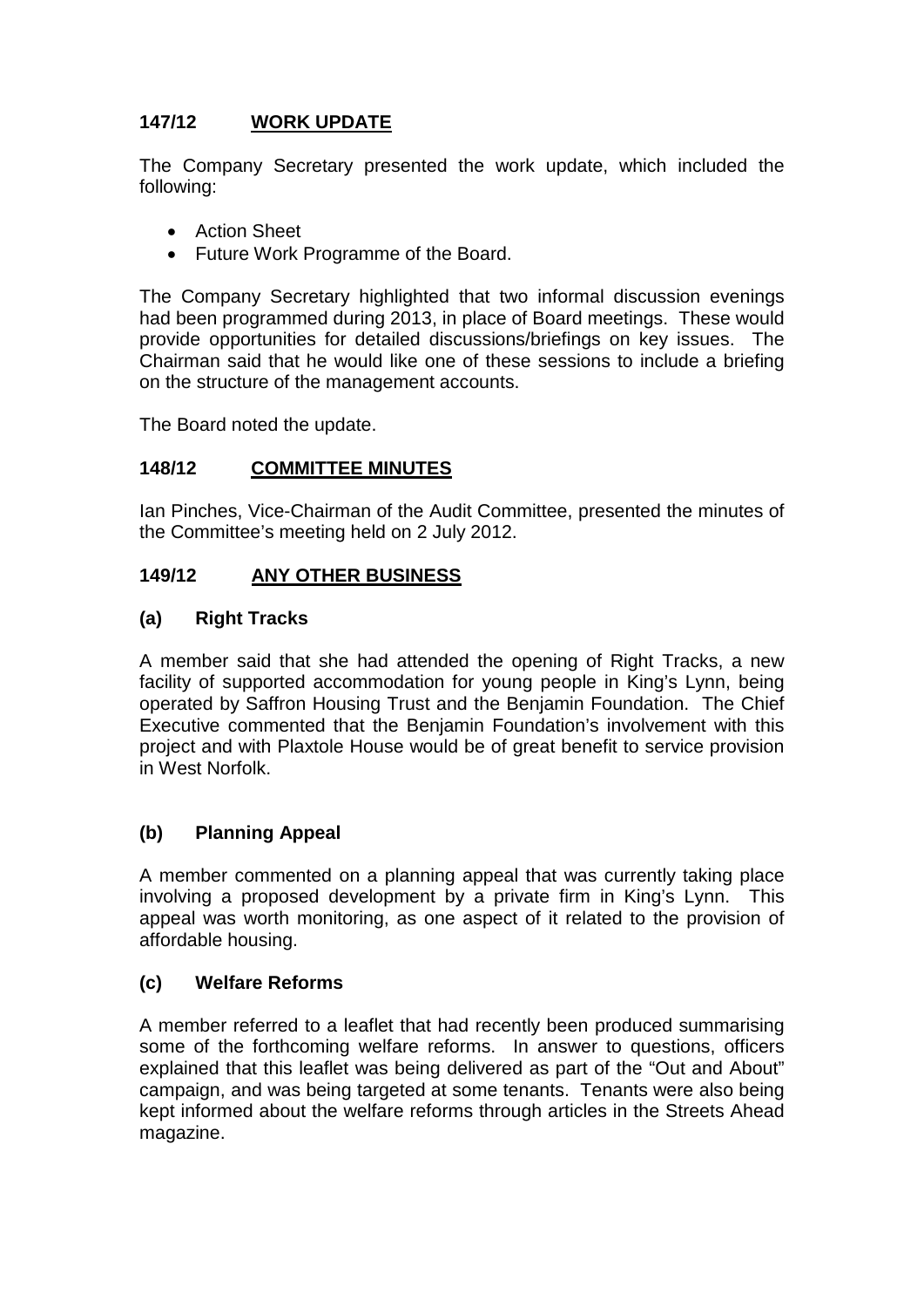## 147/12 WORK UPDATE

The Company Secretary presented the work update, which included the following:

- Action Sheet
- Future Work Programme of the Board.

The Company Secretary highlighted that two informal discussion evenings had been programmed during 2013, in place of Board meetings. These would provide opportunities for detailed discussions/briefings on key issues. The Chairman said that he would like one of these sessions to include a briefing on the structure of the management accounts.

The Board noted the update.

## 148/12 COMMITTEE MINUTES

Ian Pinches, Vice-Chairman of the Audit Committee, presented the minutes of the Committee's meeting held on 2 July 2012.

## 149/12 ANY OTHER BUSINESS

### (a) Right Tracks

A member said that she had attended the opening of Right Tracks, a new facility of supported accommodation for young people in King's Lynn, being operated by Saffron Housing Trust and the Benjamin Foundation. The Chief Executive commented that the Benjamin Foundation's involvement with this project and with Plaxtole House would be of great benefit to service provision in West Norfolk.

### (b) Planning Appeal

A member commented on a planning appeal that was currently taking place involving a proposed development by a private firm in King's Lynn. This appeal was worth monitoring, as one aspect of it related to the provision of affordable housing.

### (c) Welfare Reforms

A member referred to a leaflet that had recently been produced summarising some of the forthcoming welfare reforms. In answer to questions, officers explained that this leaflet was being delivered as part of the "Out and About" campaign, and was being targeted at some tenants. Tenants were also being kept informed about the welfare reforms through articles in the Streets Ahead magazine.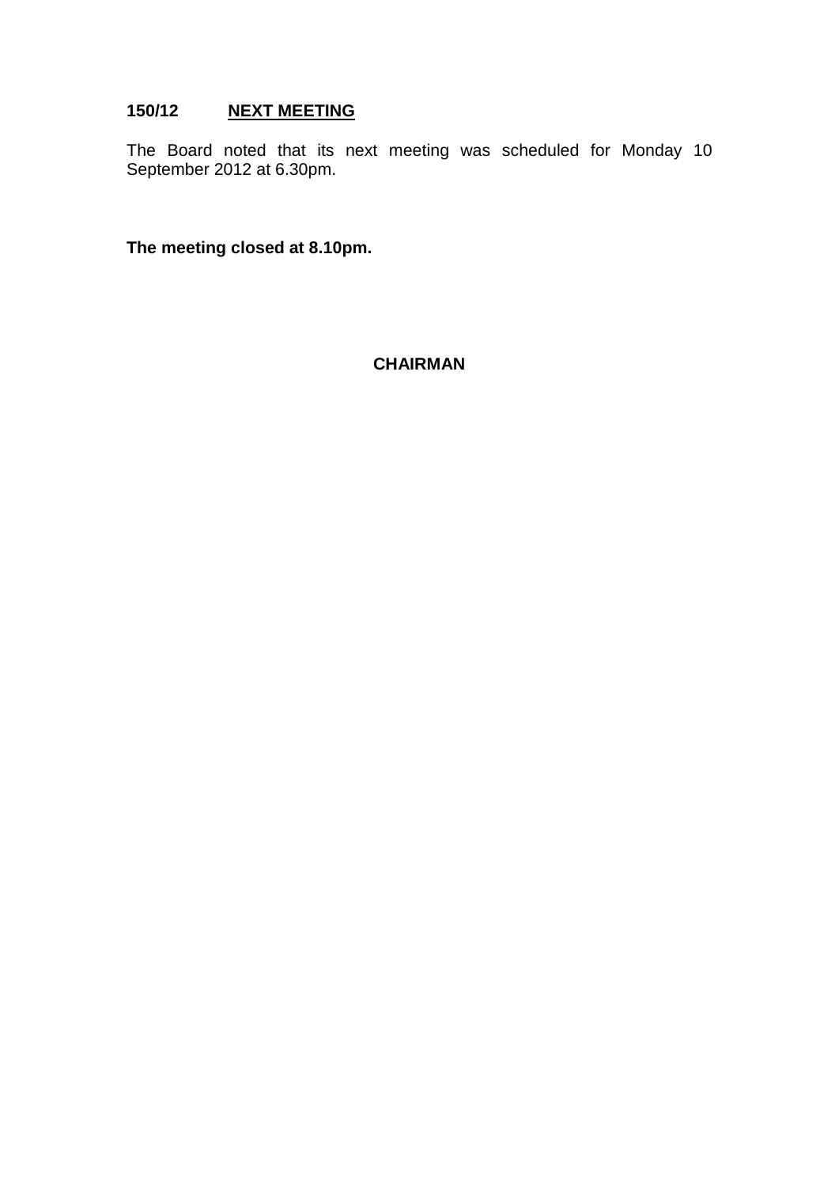**150/12 <u>NEXT MEETING</u>**

The Board noted that its next meeting was scheduled for Monday 10 September 2012 at 6.30pm.

**The meeting closed at 8.10pm.**

**CHAIRMAN**